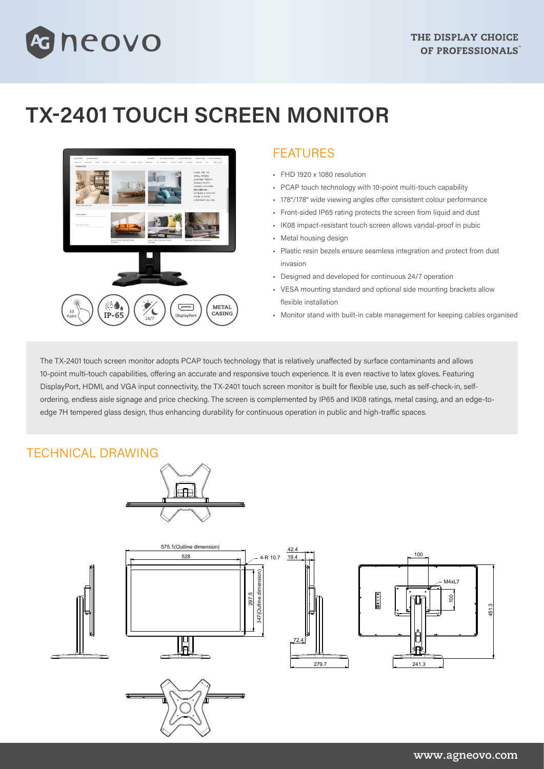# TX-2401 TOUCH SCREEN MONITOR

## FEATURES

- FHD 1920 x 1080 resolution
- PCAP touch technology with 10-point multi-touch capability
- 178°/178° wide viewing angles offer consistent colour performance
- Front-sided IP65 rating protects the screen from liquid and dust
- IK08 impact-resistant touch screen allows vandal-proof in pubic
- Metal housing design
- Plastic resin bezels ensure seamless integration and protect from dust invasion
- Designed and developed for continuous 24/7 operation
- VESA mounting standard and optional side mounting brackets allow flexible installation
- Monitor stand with built-in cable management for keeping cables organised

The TX-2401 touch screen monitor adopts PCAP touch technology that is relatively unaffected by surface contaminants and allows 10-point multi-touch capabilities, offering an accurate and responsive touch experience. It is even reactive to latex gloves. Featuring DisplayPort, HDMI, and VGA input connectivity, the TX-2401 touch screen monitor is built for flexible use, such as self-check-in, self-ordering, endless aisle signage and price checking. The screen is complemented by IP65 and IK08 ratings, metal casing, and an edge-to-edge 7H tempered glass design, thus enhancing durability for continuous operation in public and high-traffic spaces.

## TECHNICAL DRAWING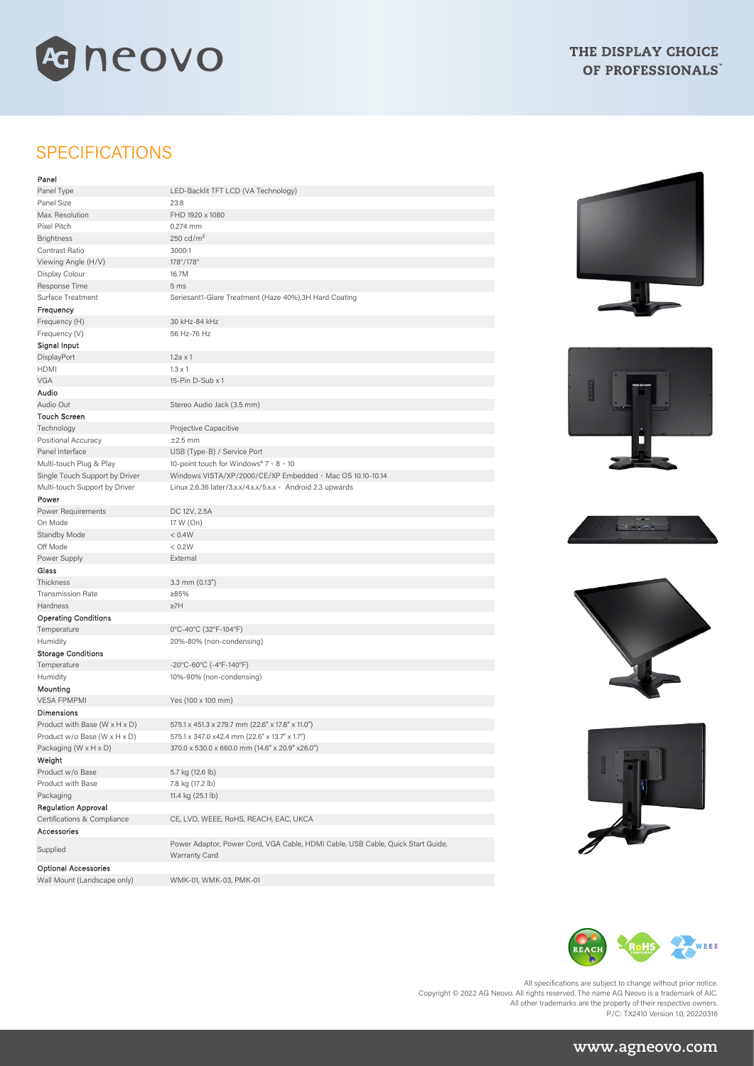# SPECIFICATIONS

| | |
|---|---|
| **Panel** | |
| Panel Type | LED-Backlit TFT LCD (VA Technology) |
| Panel Size | 23.8 |
| Max. Resolution | FHD 1920 x 1080 |
| Pixel Pitch | 0.274 mm |
| Brightness | 250 cd/m² |
| Contrast Ratio | 3000:1 |
| Viewing Angle (H/V) | 178°/178° |
| Display Colour | 16.7M |
| Response Time | 5 ms |
| Surface Treatment | Seriesant1-Glare Treatment (Haze 40%),3H Hard Coating |
| **Frequency** | |
| Frequency (H) | 30 kHz-84 kHz |
| Frequency (V) | 56 Hz-76 Hz |
| **Signal Input** | |
| DisplayPort | 1.2a x 1 |
| HDMI | 1.3 x 1 |
| VGA | 15-Pin D-Sub x 1 |
| **Audio** | |
| Audio Out | Stereo Audio Jack (3.5 mm) |
| **Touch Screen** | |
| Technology | Projective Capacitive |
| Positional Accuracy | ±2.5 mm |
| Panel Interface | USB (Type-B) / Service Port |
| Multi-touch Plug & Play | 10-point touch for Windows® 7、8、10 |
| Single Touch Support by Driver | Windows VISTA/XP/2000/CE/XP Embedded、Mac OS 10.10-10.14 |
| Multi-touch Support by Driver | Linux 2.6.36 later/3.x.x/4.x.x/5.x.x、 Android 2.3 upwards |
| **Power** | |
| Power Requirements | DC 12V, 2.5A |
| On Mode | 17 W (On) |
| Standby Mode | < 0.4W |
| Off Mode | < 0.2W |
| Power Supply | External |
| **Glass** | |
| Thickness | 3.3 mm (0.13") |
| Transmission Rate | ≥85% |
| Hardness | ≥7H |
| **Operating Conditions** | |
| Temperature | 0°C-40°C (32°F-104°F) |
| Humidity | 20%-80% (non-condensing) |
| **Storage Conditions** | |
| Temperature | -20°C-60°C (-4°F-140°F) |
| Humidity | 10%-90% (non-condensing) |
| **Mounting** | |
| VESA FPMPMI | Yes (100 x 100 mm) |
| **Dimensions** | |
| Product with Base (W x H x D) | 575.1 x 451.3 x 279.7 mm (22.6" x 17.8" x 11.0") |
| Product w/o Base (W x H x D) | 575.1 x 347.0 x42.4 mm (22.6" x 13.7" x 1.7") |
| Packaging (W x H x D) | 370.0 x 530.0 x 660.0 mm (14.6" x 20.9" x26.0") |
| **Weight** | |
| Product w/o Base | 5.7 kg (12.6 lb) |
| Product with Base | 7.8 kg (17.2 lb) |
| Packaging | 11.4 kg (25.1 lb) |
| **Regulation Approval** | |
| Certifications & Compliance | CE, LVD, WEEE, RoHS, REACH, EAC, UKCA |
| **Accessories** | |
| Supplied | Power Adaptor, Power Cord, VGA Cable, HDMI Cable, USB Cable, Quick Start Guide, Warranty Card |
| **Optional Accessories** | |
| Wall Mount (Landscape only) | WMK-01, WMK-03, PMK-01 |

All specifications are subject to change without prior notice.
Copyright © 2022 AG Neovo. All rights reserved. The name AG Neovo is a trademark of AIC.
All other trademarks are the property of their respective owners.
P/C: TX2410 Version 1.0, 20220316

www.agneovo.com